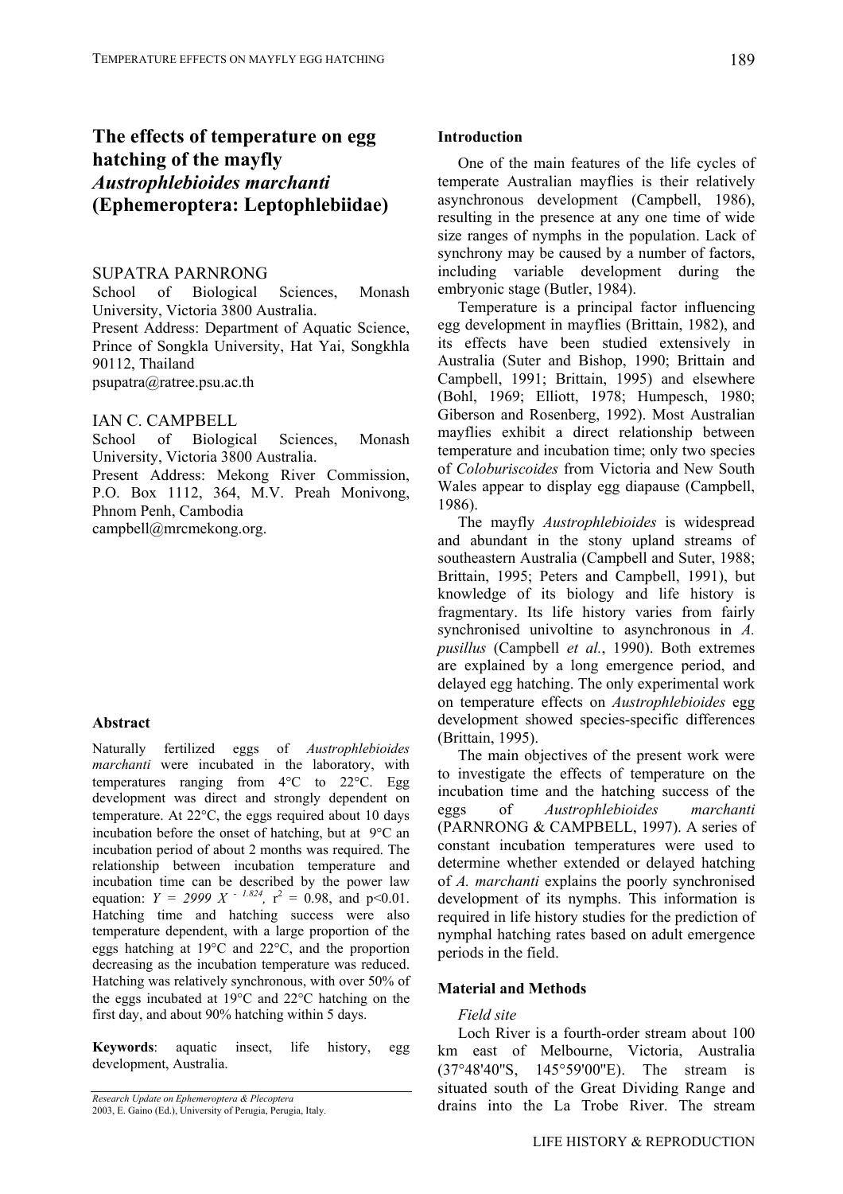# The effects of temperature on egg hatching of the mayfly *Austrophlebioides marchanti* (Ephemeroptera: Leptophlebiidae)

SUPATRA PARNRONG
School of Biological Sciences, Monash University, Victoria 3800 Australia.
Present Address: Department of Aquatic Science, Prince of Songkla University, Hat Yai, Songkhla 90112, Thailand
psupatra@ratree.psu.ac.th

IAN C. CAMPBELL
School of Biological Sciences, Monash University, Victoria 3800 Australia.
Present Address: Mekong River Commission, P.O. Box 1112, 364, M.V. Preah Monivong, Phnom Penh, Cambodia
campbell@mrcmekong.org.

## Abstract

Naturally fertilized eggs of *Austrophlebioides marchanti* were incubated in the laboratory, with temperatures ranging from 4°C to 22°C. Egg development was direct and strongly dependent on temperature. At 22°C, the eggs required about 10 days incubation before the onset of hatching, but at 9°C an incubation period of about 2 months was required. The relationship between incubation temperature and incubation time can be described by the power law equation: $Y = 2999\ X^{-1.824}$, $r^2 = 0.98$, and $p<0.01$. Hatching time and hatching success were also temperature dependent, with a large proportion of the eggs hatching at 19°C and 22°C, and the proportion decreasing as the incubation temperature was reduced. Hatching was relatively synchronous, with over 50% of the eggs incubated at 19°C and 22°C hatching on the first day, and about 90% hatching within 5 days.

**Keywords**: aquatic insect, life history, egg development, Australia.

## Introduction

One of the main features of the life cycles of temperate Australian mayflies is their relatively asynchronous development (Campbell, 1986), resulting in the presence at any one time of wide size ranges of nymphs in the population. Lack of synchrony may be caused by a number of factors, including variable development during the embryonic stage (Butler, 1984).

Temperature is a principal factor influencing egg development in mayflies (Brittain, 1982), and its effects have been studied extensively in Australia (Suter and Bishop, 1990; Brittain and Campbell, 1991; Brittain, 1995) and elsewhere (Bohl, 1969; Elliott, 1978; Humpesch, 1980; Giberson and Rosenberg, 1992). Most Australian mayflies exhibit a direct relationship between temperature and incubation time; only two species of *Coloburiscoides* from Victoria and New South Wales appear to display egg diapause (Campbell, 1986).

The mayfly *Austrophlebioides* is widespread and abundant in the stony upland streams of southeastern Australia (Campbell and Suter, 1988; Brittain, 1995; Peters and Campbell, 1991), but knowledge of its biology and life history is fragmentary. Its life history varies from fairly synchronised univoltine to asynchronous in *A. pusillus* (Campbell *et al.*, 1990). Both extremes are explained by a long emergence period, and delayed egg hatching. The only experimental work on temperature effects on *Austrophlebioides* egg development showed species-specific differences (Brittain, 1995).

The main objectives of the present work were to investigate the effects of temperature on the incubation time and the hatching success of the eggs of *Austrophlebioides marchanti* (PARNRONG & CAMPBELL, 1997). A series of constant incubation temperatures were used to determine whether extended or delayed hatching of *A. marchanti* explains the poorly synchronised development of its nymphs. This information is required in life history studies for the prediction of nymphal hatching rates based on adult emergence periods in the field.

## Material and Methods

### *Field site*

Loch River is a fourth-order stream about 100 km east of Melbourne, Victoria, Australia (37°48'40"S, 145°59'00"E). The stream is situated south of the Great Dividing Range and drains into the La Trobe River. The stream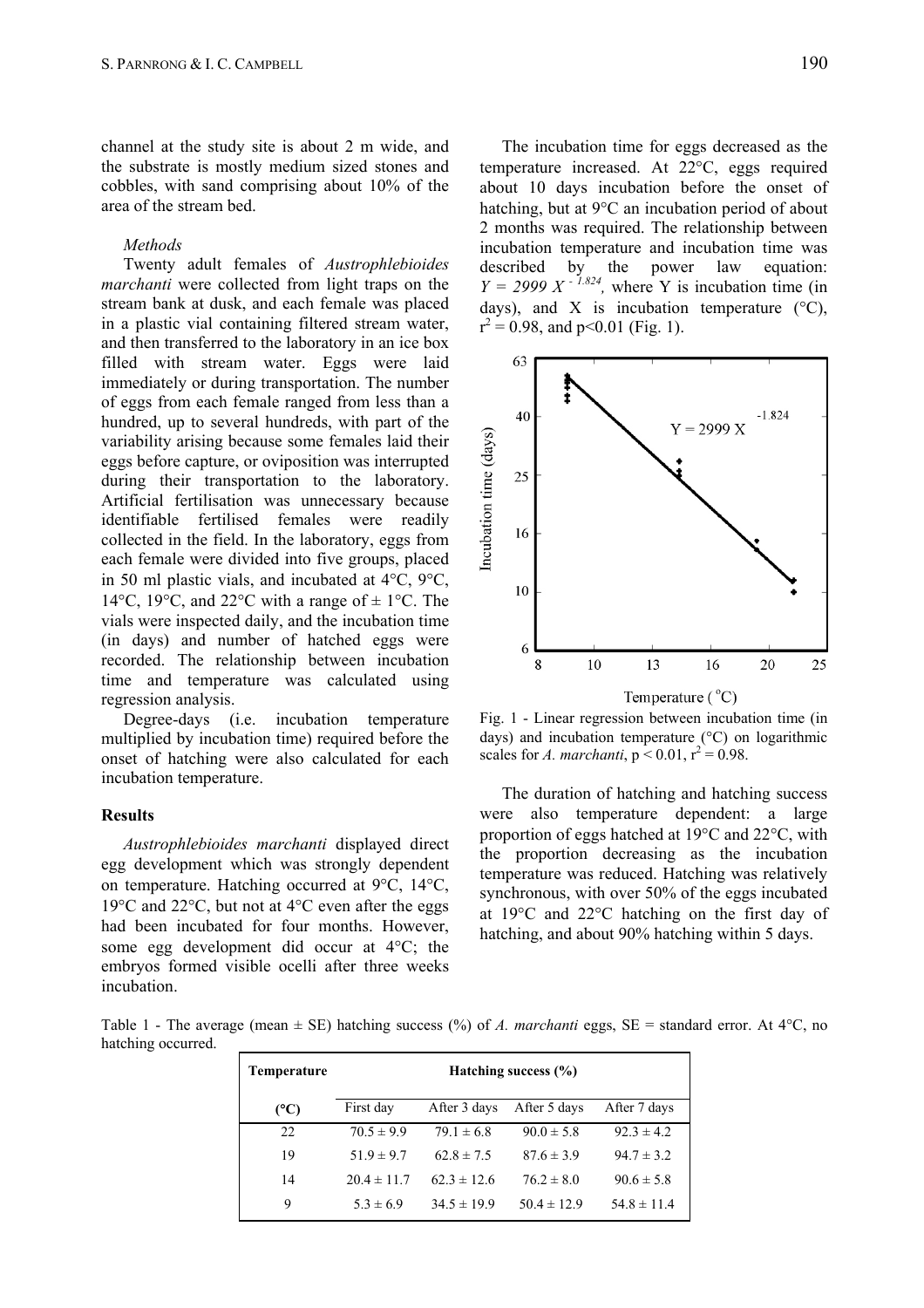channel at the study site is about 2 m wide, and the substrate is mostly medium sized stones and cobbles, with sand comprising about 10% of the area of the stream bed.

*Methods*

Twenty adult females of *Austrophlebioides marchanti* were collected from light traps on the stream bank at dusk, and each female was placed in a plastic vial containing filtered stream water, and then transferred to the laboratory in an ice box filled with stream water. Eggs were laid immediately or during transportation. The number of eggs from each female ranged from less than a hundred, up to several hundreds, with part of the variability arising because some females laid their eggs before capture, or oviposition was interrupted during their transportation to the laboratory. Artificial fertilisation was unnecessary because identifiable fertilised females were readily collected in the field. In the laboratory, eggs from each female were divided into five groups, placed in 50 ml plastic vials, and incubated at 4°C, 9°C, 14°C, 19°C, and 22°C with a range of ± 1°C. The vials were inspected daily, and the incubation time (in days) and number of hatched eggs were recorded. The relationship between incubation time and temperature was calculated using regression analysis.

Degree-days (i.e. incubation temperature multiplied by incubation time) required before the onset of hatching were also calculated for each incubation temperature.

## Results

*Austrophlebioides marchanti* displayed direct egg development which was strongly dependent on temperature. Hatching occurred at 9°C, 14°C, 19°C and 22°C, but not at 4°C even after the eggs had been incubated for four months. However, some egg development did occur at 4°C; the embryos formed visible ocelli after three weeks incubation.

The incubation time for eggs decreased as the temperature increased. At 22°C, eggs required about 10 days incubation before the onset of hatching, but at 9°C an incubation period of about 2 months was required. The relationship between incubation temperature and incubation time was described by the power law equation: $Y = 2999 X^{-1.824}$, where Y is incubation time (in days), and X is incubation temperature (°C), $r^2 = 0.98$, and $p<0.01$ (Fig. 1).

Fig. 1 - Linear regression between incubation time (in days) and incubation temperature (°C) on logarithmic scales for *A. marchanti*, $p < 0.01$, $r^2 = 0.98$.

The duration of hatching and hatching success were also temperature dependent: a large proportion of eggs hatched at 19°C and 22°C, with the proportion decreasing as the incubation temperature was reduced. Hatching was relatively synchronous, with over 50% of the eggs incubated at 19°C and 22°C hatching on the first day of hatching, and about 90% hatching within 5 days.

Table 1 - The average (mean ± SE) hatching success (%) of *A. marchanti* eggs, SE = standard error. At 4°C, no hatching occurred.

| Temperature | Hatching success (%) | | | |
|---|---|---|---|---|
| (°C) | First day | After 3 days | After 5 days | After 7 days |
| 22 | 70.5 ± 9.9 | 79.1 ± 6.8 | 90.0 ± 5.8 | 92.3 ± 4.2 |
| 19 | 51.9 ± 9.7 | 62.8 ± 7.5 | 87.6 ± 3.9 | 94.7 ± 3.2 |
| 14 | 20.4 ± 11.7 | 62.3 ± 12.6 | 76.2 ± 8.0 | 90.6 ± 5.8 |
| 9 | 5.3 ± 6.9 | 34.5 ± 19.9 | 50.4 ± 12.9 | 54.8 ± 11.4 |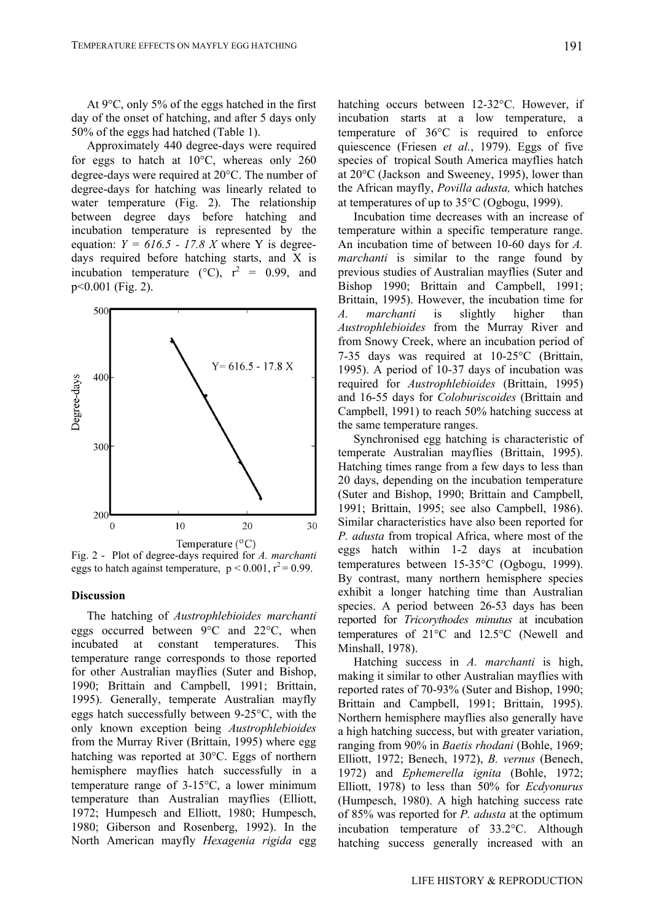At 9°C, only 5% of the eggs hatched in the first day of the onset of hatching, and after 5 days only 50% of the eggs had hatched (Table 1).

Approximately 440 degree-days were required for eggs to hatch at 10°C, whereas only 260 degree-days were required at 20°C. The number of degree-days for hatching was linearly related to water temperature (Fig. 2). The relationship between degree days before hatching and incubation temperature is represented by the equation: $Y = 616.5 - 17.8 X$ where Y is degree-days required before hatching starts, and X is incubation temperature (°C), $r^2 = 0.99$, and $p<0.001$ (Fig. 2).

Fig. 2 - Plot of degree-days required for *A. marchanti* eggs to hatch against temperature, $p < 0.001$, $r^2 = 0.99$.

## Discussion

The hatching of *Austrophlebioides marchanti* eggs occurred between 9°C and 22°C, when incubated at constant temperatures. This temperature range corresponds to those reported for other Australian mayflies (Suter and Bishop, 1990; Brittain and Campbell, 1991; Brittain, 1995). Generally, temperate Australian mayfly eggs hatch successfully between 9-25°C, with the only known exception being *Austrophlebioides* from the Murray River (Brittain, 1995) where egg hatching was reported at 30°C. Eggs of northern hemisphere mayflies hatch successfully in a temperature range of 3-15°C, a lower minimum temperature than Australian mayflies (Elliott, 1972; Humpesch and Elliott, 1980; Humpesch, 1980; Giberson and Rosenberg, 1992). In the North American mayfly *Hexagenia rigida* egg hatching occurs between 12-32°C. However, if incubation starts at a low temperature, a temperature of 36°C is required to enforce quiescence (Friesen *et al.*, 1979). Eggs of five species of tropical South America mayflies hatch at 20°C (Jackson and Sweeney, 1995), lower than the African mayfly, *Povilla adusta,* which hatches at temperatures of up to 35°C (Ogbogu, 1999).

Incubation time decreases with an increase of temperature within a specific temperature range. An incubation time of between 10-60 days for *A. marchanti* is similar to the range found by previous studies of Australian mayflies (Suter and Bishop 1990; Brittain and Campbell, 1991; Brittain, 1995). However, the incubation time for *A. marchanti* is slightly higher than *Austrophlebioides* from the Murray River and from Snowy Creek, where an incubation period of 7-35 days was required at 10-25°C (Brittain, 1995). A period of 10-37 days of incubation was required for *Austrophlebioides* (Brittain, 1995) and 16-55 days for *Coloburiscoides* (Brittain and Campbell, 1991) to reach 50% hatching success at the same temperature ranges.

Synchronised egg hatching is characteristic of temperate Australian mayflies (Brittain, 1995). Hatching times range from a few days to less than 20 days, depending on the incubation temperature (Suter and Bishop, 1990; Brittain and Campbell, 1991; Brittain, 1995; see also Campbell, 1986). Similar characteristics have also been reported for *P. adusta* from tropical Africa, where most of the eggs hatch within 1-2 days at incubation temperatures between 15-35°C (Ogbogu, 1999). By contrast, many northern hemisphere species exhibit a longer hatching time than Australian species. A period between 26-53 days has been reported for *Tricorythodes minutus* at incubation temperatures of 21°C and 12.5°C (Newell and Minshall, 1978).

Hatching success in *A. marchanti* is high, making it similar to other Australian mayflies with reported rates of 70-93% (Suter and Bishop, 1990; Brittain and Campbell, 1991; Brittain, 1995). Northern hemisphere mayflies also generally have a high hatching success, but with greater variation, ranging from 90% in *Baetis rhodani* (Bohle, 1969; Elliott, 1972; Benech, 1972), *B. vernus* (Benech, 1972) and *Ephemerella ignita* (Bohle, 1972; Elliott, 1978) to less than 50% for *Ecdyonurus* (Humpesch, 1980). A high hatching success rate of 85% was reported for *P. adusta* at the optimum incubation temperature of 33.2°C. Although hatching success generally increased with an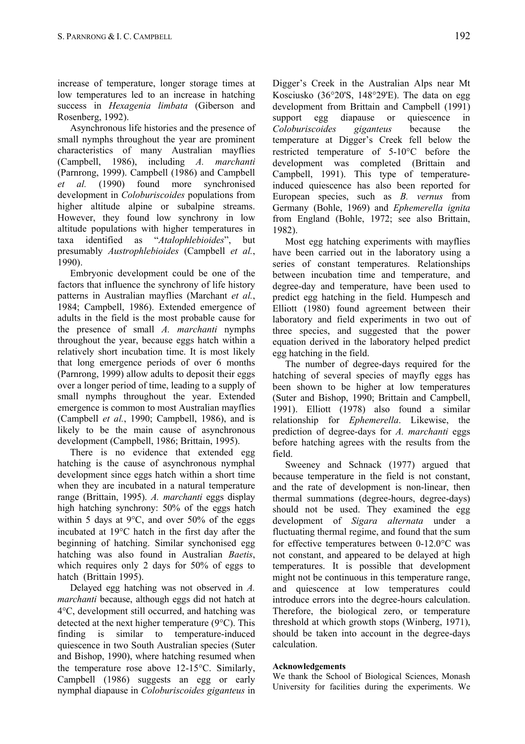increase of temperature, longer storage times at low temperatures led to an increase in hatching success in *Hexagenia limbata* (Giberson and Rosenberg, 1992).

Asynchronous life histories and the presence of small nymphs throughout the year are prominent characteristics of many Australian mayflies (Campbell, 1986), including *A. marchanti* (Parnrong, 1999). Campbell (1986) and Campbell *et al.* (1990) found more synchronised development in *Coloburiscoides* populations from higher altitude alpine or subalpine streams. However, they found low synchrony in low altitude populations with higher temperatures in taxa identified as "*Atalophlebioides*", but presumably *Austrophlebioides* (Campbell *et al.*, 1990).

Embryonic development could be one of the factors that influence the synchrony of life history patterns in Australian mayflies (Marchant *et al.*, 1984; Campbell, 1986). Extended emergence of adults in the field is the most probable cause for the presence of small *A. marchanti* nymphs throughout the year, because eggs hatch within a relatively short incubation time. It is most likely that long emergence periods of over 6 months (Parnrong, 1999) allow adults to deposit their eggs over a longer period of time, leading to a supply of small nymphs throughout the year. Extended emergence is common to most Australian mayflies (Campbell *et al.*, 1990; Campbell, 1986), and is likely to be the main cause of asynchronous development (Campbell, 1986; Brittain, 1995).

There is no evidence that extended egg hatching is the cause of asynchronous nymphal development since eggs hatch within a short time when they are incubated in a natural temperature range (Brittain, 1995). *A. marchanti* eggs display high hatching synchrony: 50% of the eggs hatch within 5 days at 9°C, and over 50% of the eggs incubated at 19°C hatch in the first day after the beginning of hatching. Similar synchonised egg hatching was also found in Australian *Baetis*, which requires only 2 days for 50% of eggs to hatch (Brittain 1995).

Delayed egg hatching was not observed in *A. marchanti* because, although eggs did not hatch at 4°C, development still occurred, and hatching was detected at the next higher temperature (9°C). This finding is similar to temperature-induced quiescence in two South Australian species (Suter and Bishop, 1990), where hatching resumed when the temperature rose above 12-15°C. Similarly, Campbell (1986) suggests an egg or early nymphal diapause in *Coloburiscoides giganteus* in Digger's Creek in the Australian Alps near Mt Kosciusko (36°20'S, 148°29'E). The data on egg development from Brittain and Campbell (1991) support egg diapause or quiescence in *Coloburiscoides giganteus* because the temperature at Digger's Creek fell below the restricted temperature of 5-10°C before the development was completed (Brittain and Campbell, 1991). This type of temperature-induced quiescence has also been reported for European species, such as *B. vernus* from Germany (Bohle, 1969) and *Ephemerella ignita* from England (Bohle, 1972; see also Brittain, 1982).

Most egg hatching experiments with mayflies have been carried out in the laboratory using a series of constant temperatures. Relationships between incubation time and temperature, and degree-day and temperature, have been used to predict egg hatching in the field. Humpesch and Elliott (1980) found agreement between their laboratory and field experiments in two out of three species, and suggested that the power equation derived in the laboratory helped predict egg hatching in the field.

The number of degree-days required for the hatching of several species of mayfly eggs has been shown to be higher at low temperatures (Suter and Bishop, 1990; Brittain and Campbell, 1991). Elliott (1978) also found a similar relationship for *Ephemerella*. Likewise, the prediction of degree-days for *A. marchanti* eggs before hatching agrees with the results from the field.

Sweeney and Schnack (1977) argued that because temperature in the field is not constant, and the rate of development is non-linear, then thermal summations (degree-hours, degree-days) should not be used. They examined the egg development of *Sigara alternata* under a fluctuating thermal regime, and found that the sum for effective temperatures between 0-12.0°C was not constant, and appeared to be delayed at high temperatures. It is possible that development might not be continuous in this temperature range, and quiescence at low temperatures could introduce errors into the degree-hours calculation. Therefore, the biological zero, or temperature threshold at which growth stops (Winberg, 1971), should be taken into account in the degree-days calculation.

**Acknowledgements**

We thank the School of Biological Sciences, Monash University for facilities during the experiments. We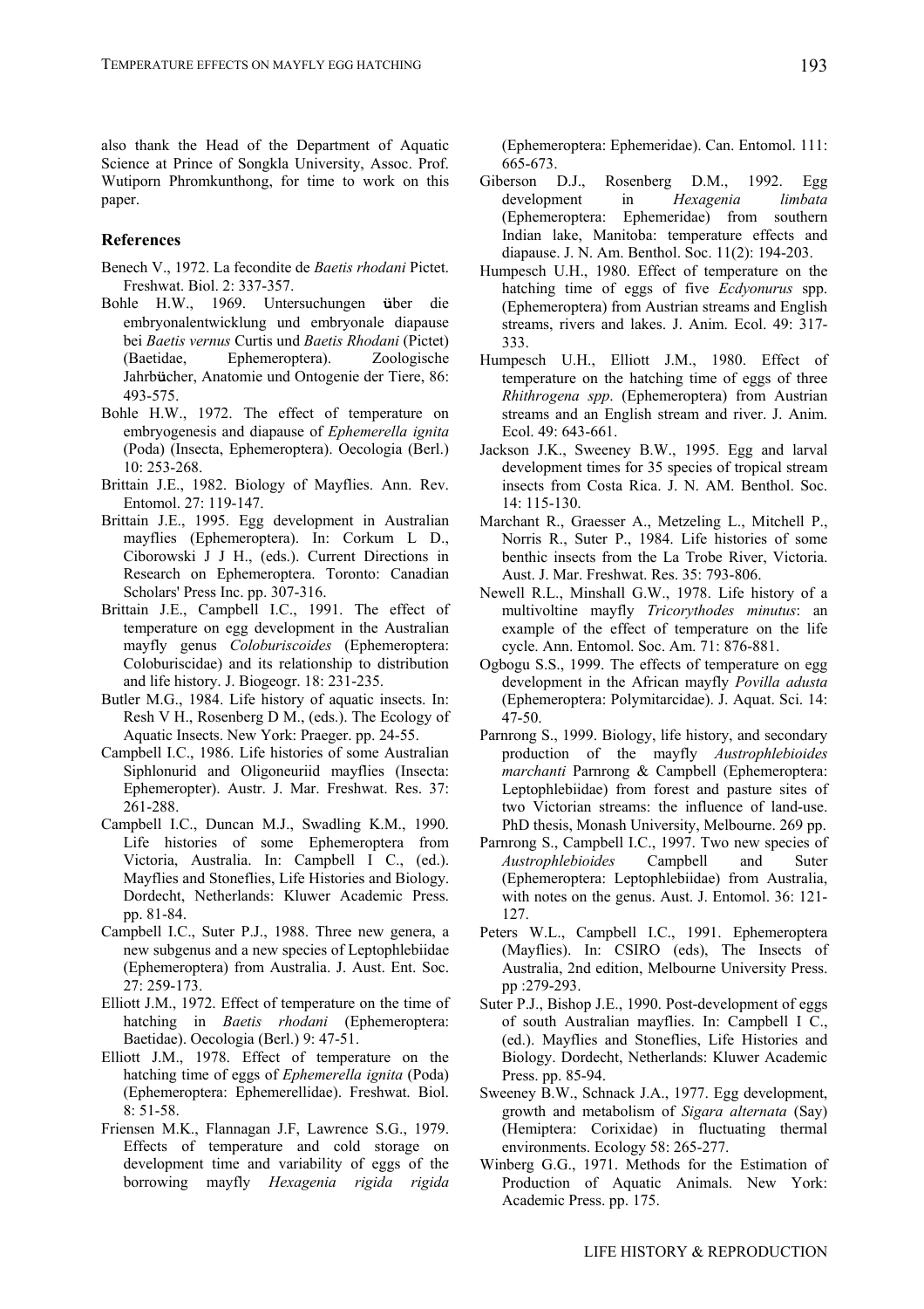also thank the Head of the Department of Aquatic Science at Prince of Songkla University, Assoc. Prof. Wutiporn Phromkunthong, for time to work on this paper.

## References

Benech V., 1972. La fecondite de *Baetis rhodani* Pictet. Freshwat. Biol. 2: 337-357.

Bohle H.W., 1969. Untersuchungen über die embryonalentwicklung und embryonale diapause bei *Baetis vernus* Curtis und *Baetis Rhodani* (Pictet) (Baetidae, Ephemeroptera). Zoologische Jahrbücher, Anatomie und Ontogenie der Tiere, 86: 493-575.

Bohle H.W., 1972. The effect of temperature on embryogenesis and diapause of *Ephemerella ignita* (Poda) (Insecta, Ephemeroptera). Oecologia (Berl.) 10: 253-268.

Brittain J.E., 1982. Biology of Mayflies. Ann. Rev. Entomol. 27: 119-147.

Brittain J.E., 1995. Egg development in Australian mayflies (Ephemeroptera). In: Corkum L D., Ciborowski J J H., (eds.). Current Directions in Research on Ephemeroptera. Toronto: Canadian Scholars' Press Inc. pp. 307-316.

Brittain J.E., Campbell I.C., 1991. The effect of temperature on egg development in the Australian mayfly genus *Coloburiscoides* (Ephemeroptera: Coloburiscidae) and its relationship to distribution and life history. J. Biogeogr. 18: 231-235.

Butler M.G., 1984. Life history of aquatic insects. In: Resh V H., Rosenberg D M., (eds.). The Ecology of Aquatic Insects. New York: Praeger. pp. 24-55.

Campbell I.C., 1986. Life histories of some Australian Siphlonurid and Oligoneuriid mayflies (Insecta: Ephemeropter). Austr. J. Mar. Freshwat. Res. 37: 261-288.

Campbell I.C., Duncan M.J., Swadling K.M., 1990. Life histories of some Ephemeroptera from Victoria, Australia. In: Campbell I C., (ed.). Mayflies and Stoneflies, Life Histories and Biology. Dordecht, Netherlands: Kluwer Academic Press. pp. 81-84.

Campbell I.C., Suter P.J., 1988. Three new genera, a new subgenus and a new species of Leptophlebiidae (Ephemeroptera) from Australia. J. Aust. Ent. Soc. 27: 259-173.

Elliott J.M., 1972. Effect of temperature on the time of hatching in *Baetis rhodani* (Ephemeroptera: Baetidae). Oecologia (Berl.) 9: 47-51.

Elliott J.M., 1978. Effect of temperature on the hatching time of eggs of *Ephemerella ignita* (Poda) (Ephemeroptera: Ephemerellidae). Freshwat. Biol. 8: 51-58.

Friensen M.K., Flannagan J.F, Lawrence S.G., 1979. Effects of temperature and cold storage on development time and variability of eggs of the borrowing mayfly *Hexagenia rigida rigida* (Ephemeroptera: Ephemeridae). Can. Entomol. 111: 665-673.

Giberson D.J., Rosenberg D.M., 1992. Egg development in *Hexagenia limbata* (Ephemeroptera: Ephemeridae) from southern Indian lake, Manitoba: temperature effects and diapause. J. N. Am. Benthol. Soc. 11(2): 194-203.

Humpesch U.H., 1980. Effect of temperature on the hatching time of eggs of five *Ecdyonurus* spp. (Ephemeroptera) from Austrian streams and English streams, rivers and lakes. J. Anim. Ecol. 49: 317-333.

Humpesch U.H., Elliott J.M., 1980. Effect of temperature on the hatching time of eggs of three *Rhithrogena spp*. (Ephemeroptera) from Austrian streams and an English stream and river. J. Anim. Ecol. 49: 643-661.

Jackson J.K., Sweeney B.W., 1995. Egg and larval development times for 35 species of tropical stream insects from Costa Rica. J. N. AM. Benthol. Soc. 14: 115-130.

Marchant R., Graesser A., Metzeling L., Mitchell P., Norris R., Suter P., 1984. Life histories of some benthic insects from the La Trobe River, Victoria. Aust. J. Mar. Freshwat. Res. 35: 793-806.

Newell R.L., Minshall G.W., 1978. Life history of a multivoltine mayfly *Tricorythodes minutus*: an example of the effect of temperature on the life cycle. Ann. Entomol. Soc. Am. 71: 876-881.

Ogbogu S.S., 1999. The effects of temperature on egg development in the African mayfly *Povilla adusta* (Ephemeroptera: Polymitarcidae). J. Aquat. Sci. 14: 47-50.

Parnrong S., 1999. Biology, life history, and secondary production of the mayfly *Austrophlebioides marchanti* Parnrong & Campbell (Ephemeroptera: Leptophlebiidae) from forest and pasture sites of two Victorian streams: the influence of land-use. PhD thesis, Monash University, Melbourne. 269 pp.

Parnrong S., Campbell I.C., 1997. Two new species of *Austrophlebioides* Campbell and Suter (Ephemeroptera: Leptophlebiidae) from Australia, with notes on the genus. Aust. J. Entomol. 36: 121-127.

Peters W.L., Campbell I.C., 1991. Ephemeroptera (Mayflies). In: CSIRO (eds), The Insects of Australia, 2nd edition, Melbourne University Press. pp :279-293.

Suter P.J., Bishop J.E., 1990. Post-development of eggs of south Australian mayflies. In: Campbell I C., (ed.). Mayflies and Stoneflies, Life Histories and Biology. Dordecht, Netherlands: Kluwer Academic Press. pp. 85-94.

Sweeney B.W., Schnack J.A., 1977. Egg development, growth and metabolism of *Sigara alternata* (Say) (Hemiptera: Corixidae) in fluctuating thermal environments. Ecology 58: 265-277.

Winberg G.G., 1971. Methods for the Estimation of Production of Aquatic Animals. New York: Academic Press. pp. 175.